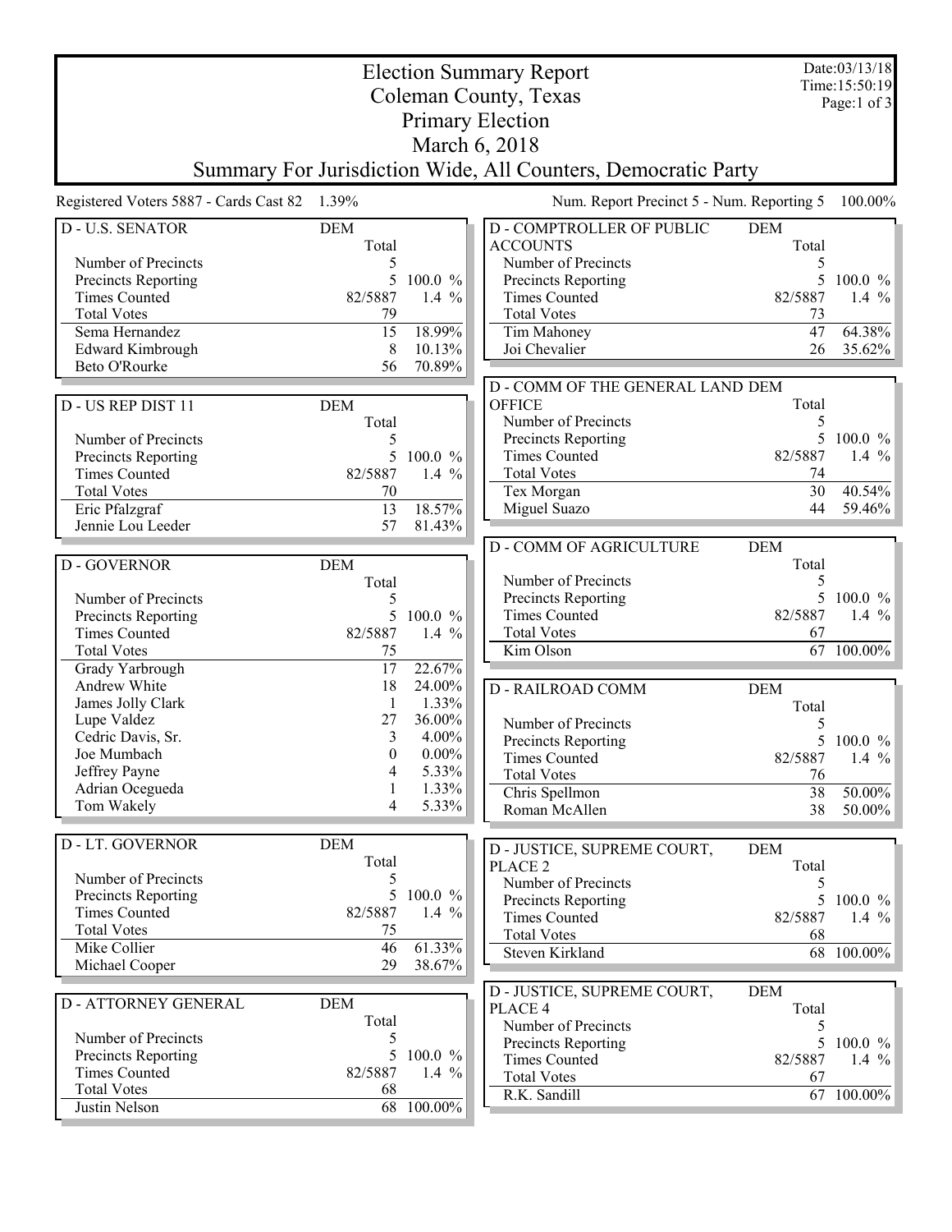# Election Summary Report
## Coleman County, Texas
## Primary Election
## March 6, 2018
## Summary For Jurisdiction Wide, All Counters, Democratic Party

Date:03/13/18
Time:15:50:19

Registered Voters 5887 - Cards Cast 82 1.39%

Num. Report Precinct 5 - Num. Reporting 5 100.00%

### D - U.S. SENATOR

| | DEM Total | |
|---|---|---|
| Number of Precincts | 5 | |
| Precincts Reporting | 5 | 100.0 % |
| Times Counted | 82/5887 | 1.4 % |
| Total Votes | 79 | |
| Sema Hernandez | 15 | 18.99% |
| Edward Kimbrough | 8 | 10.13% |
| Beto O'Rourke | 56 | 70.89% |

### D - US REP DIST 11

| | DEM Total | |
|---|---|---|
| Number of Precincts | 5 | |
| Precincts Reporting | 5 | 100.0 % |
| Times Counted | 82/5887 | 1.4 % |
| Total Votes | 70 | |
| Eric Pfalzgraf | 13 | 18.57% |
| Jennie Lou Leeder | 57 | 81.43% |

### D - GOVERNOR

| | DEM Total | |
|---|---|---|
| Number of Precincts | 5 | |
| Precincts Reporting | 5 | 100.0 % |
| Times Counted | 82/5887 | 1.4 % |
| Total Votes | 75 | |
| Grady Yarbrough | 17 | 22.67% |
| Andrew White | 18 | 24.00% |
| James Jolly Clark | 1 | 1.33% |
| Lupe Valdez | 27 | 36.00% |
| Cedric Davis, Sr. | 3 | 4.00% |
| Joe Mumbach | 0 | 0.00% |
| Jeffrey Payne | 4 | 5.33% |
| Adrian Ocegueda | 1 | 1.33% |
| Tom Wakely | 4 | 5.33% |

### D - LT. GOVERNOR

| | DEM Total | |
|---|---|---|
| Number of Precincts | 5 | |
| Precincts Reporting | 5 | 100.0 % |
| Times Counted | 82/5887 | 1.4 % |
| Total Votes | 75 | |
| Mike Collier | 46 | 61.33% |
| Michael Cooper | 29 | 38.67% |

### D - ATTORNEY GENERAL

| | DEM Total | |
|---|---|---|
| Number of Precincts | 5 | |
| Precincts Reporting | 5 | 100.0 % |
| Times Counted | 82/5887 | 1.4 % |
| Total Votes | 68 | |
| Justin Nelson | 68 | 100.00% |

### D - COMPTROLLER OF PUBLIC ACCOUNTS

| | DEM Total | |
|---|---|---|
| Number of Precincts | 5 | |
| Precincts Reporting | 5 | 100.0 % |
| Times Counted | 82/5887 | 1.4 % |
| Total Votes | 73 | |
| Tim Mahoney | 47 | 64.38% |
| Joi Chevalier | 26 | 35.62% |

### D - COMM OF THE GENERAL LAND OFFICE

| | DEM Total | |
|---|---|---|
| Number of Precincts | 5 | |
| Precincts Reporting | 5 | 100.0 % |
| Times Counted | 82/5887 | 1.4 % |
| Total Votes | 74 | |
| Tex Morgan | 30 | 40.54% |
| Miguel Suazo | 44 | 59.46% |

### D - COMM OF AGRICULTURE

| | DEM Total | |
|---|---|---|
| Number of Precincts | 5 | |
| Precincts Reporting | 5 | 100.0 % |
| Times Counted | 82/5887 | 1.4 % |
| Total Votes | 67 | |
| Kim Olson | 67 | 100.00% |

### D - RAILROAD COMM

| | DEM Total | |
|---|---|---|
| Number of Precincts | 5 | |
| Precincts Reporting | 5 | 100.0 % |
| Times Counted | 82/5887 | 1.4 % |
| Total Votes | 76 | |
| Chris Spellmon | 38 | 50.00% |
| Roman McAllen | 38 | 50.00% |

### D - JUSTICE, SUPREME COURT, PLACE 2

| | DEM Total | |
|---|---|---|
| Number of Precincts | 5 | |
| Precincts Reporting | 5 | 100.0 % |
| Times Counted | 82/5887 | 1.4 % |
| Total Votes | 68 | |
| Steven Kirkland | 68 | 100.00% |

### D - JUSTICE, SUPREME COURT, PLACE 4

| | DEM Total | |
|---|---|---|
| Number of Precincts | 5 | |
| Precincts Reporting | 5 | 100.0 % |
| Times Counted | 82/5887 | 1.4 % |
| Total Votes | 67 | |
| R.K. Sandill | 67 | 100.00% |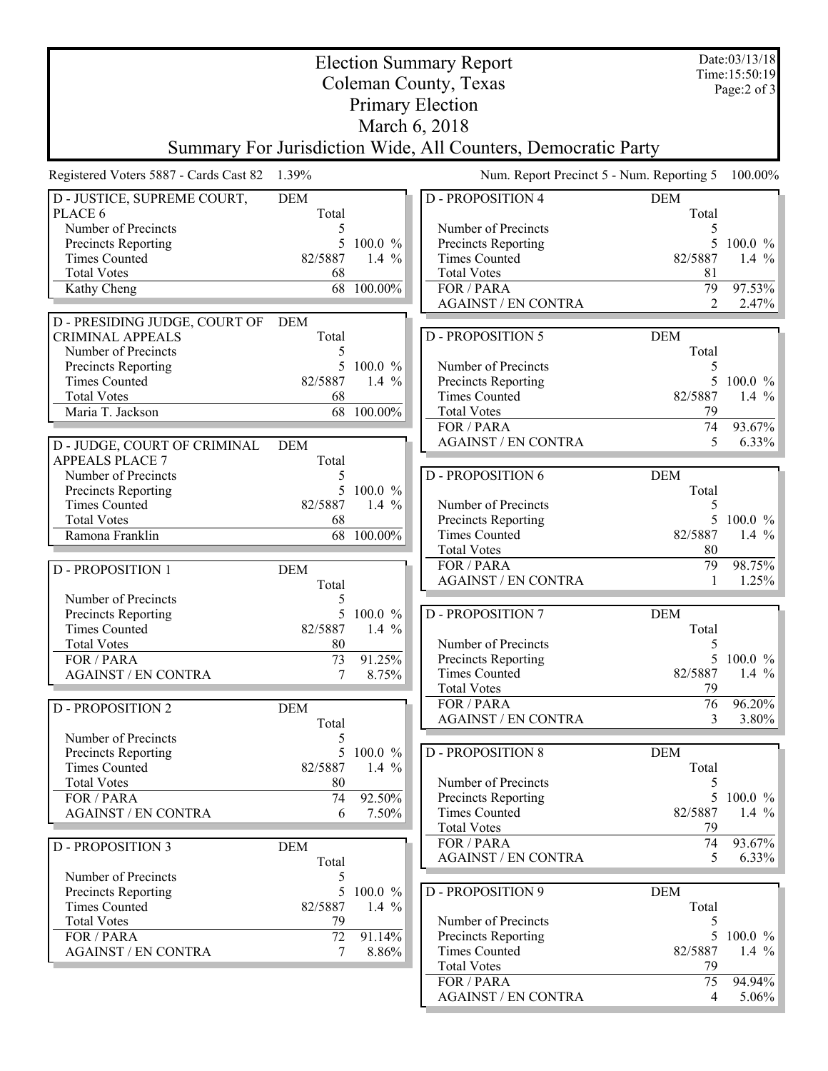# Election Summary Report
## Coleman County, Texas
## Primary Election
## March 6, 2018
## Summary For Jurisdiction Wide, All Counters, Democratic Party

Date:03/13/18
Time:15:50:19

Registered Voters 5887 - Cards Cast 82 1.39%

Num. Report Precinct 5 - Num. Reporting 5 100.00%

### D - JUSTICE, SUPREME COURT, PLACE 6

| DEM | Total | |
|---|---|---|
| Number of Precincts | 5 | |
| Precincts Reporting | 5 | 100.0 % |
| Times Counted | 82/5887 | 1.4 % |
| Total Votes | 68 | |
| Kathy Cheng | 68 | 100.00% |

### D - PRESIDING JUDGE, COURT OF CRIMINAL APPEALS

| DEM | Total | |
|---|---|---|
| Number of Precincts | 5 | |
| Precincts Reporting | 5 | 100.0 % |
| Times Counted | 82/5887 | 1.4 % |
| Total Votes | 68 | |
| Maria T. Jackson | 68 | 100.00% |

### D - JUDGE, COURT OF CRIMINAL APPEALS PLACE 7

| DEM | Total | |
|---|---|---|
| Number of Precincts | 5 | |
| Precincts Reporting | 5 | 100.0 % |
| Times Counted | 82/5887 | 1.4 % |
| Total Votes | 68 | |
| Ramona Franklin | 68 | 100.00% |

### D - PROPOSITION 1

| DEM | Total | |
|---|---|---|
| Number of Precincts | 5 | |
| Precincts Reporting | 5 | 100.0 % |
| Times Counted | 82/5887 | 1.4 % |
| Total Votes | 80 | |
| FOR / PARA | 73 | 91.25% |
| AGAINST / EN CONTRA | 7 | 8.75% |

### D - PROPOSITION 2

| DEM | Total | |
|---|---|---|
| Number of Precincts | 5 | |
| Precincts Reporting | 5 | 100.0 % |
| Times Counted | 82/5887 | 1.4 % |
| Total Votes | 80 | |
| FOR / PARA | 74 | 92.50% |
| AGAINST / EN CONTRA | 6 | 7.50% |

### D - PROPOSITION 3

| DEM | Total | |
|---|---|---|
| Number of Precincts | 5 | |
| Precincts Reporting | 5 | 100.0 % |
| Times Counted | 82/5887 | 1.4 % |
| Total Votes | 79 | |
| FOR / PARA | 72 | 91.14% |
| AGAINST / EN CONTRA | 7 | 8.86% |

### D - PROPOSITION 4

| DEM | Total | |
|---|---|---|
| Number of Precincts | 5 | |
| Precincts Reporting | 5 | 100.0 % |
| Times Counted | 82/5887 | 1.4 % |
| Total Votes | 81 | |
| FOR / PARA | 79 | 97.53% |
| AGAINST / EN CONTRA | 2 | 2.47% |

### D - PROPOSITION 5

| DEM | Total | |
|---|---|---|
| Number of Precincts | 5 | |
| Precincts Reporting | 5 | 100.0 % |
| Times Counted | 82/5887 | 1.4 % |
| Total Votes | 79 | |
| FOR / PARA | 74 | 93.67% |
| AGAINST / EN CONTRA | 5 | 6.33% |

### D - PROPOSITION 6

| DEM | Total | |
|---|---|---|
| Number of Precincts | 5 | |
| Precincts Reporting | 5 | 100.0 % |
| Times Counted | 82/5887 | 1.4 % |
| Total Votes | 80 | |
| FOR / PARA | 79 | 98.75% |
| AGAINST / EN CONTRA | 1 | 1.25% |

### D - PROPOSITION 7

| DEM | Total | |
|---|---|---|
| Number of Precincts | 5 | |
| Precincts Reporting | 5 | 100.0 % |
| Times Counted | 82/5887 | 1.4 % |
| Total Votes | 79 | |
| FOR / PARA | 76 | 96.20% |
| AGAINST / EN CONTRA | 3 | 3.80% |

### D - PROPOSITION 8

| DEM | Total | |
|---|---|---|
| Number of Precincts | 5 | |
| Precincts Reporting | 5 | 100.0 % |
| Times Counted | 82/5887 | 1.4 % |
| Total Votes | 79 | |
| FOR / PARA | 74 | 93.67% |
| AGAINST / EN CONTRA | 5 | 6.33% |

### D - PROPOSITION 9

| DEM | Total | |
|---|---|---|
| Number of Precincts | 5 | |
| Precincts Reporting | 5 | 100.0 % |
| Times Counted | 82/5887 | 1.4 % |
| Total Votes | 79 | |
| FOR / PARA | 75 | 94.94% |
| AGAINST / EN CONTRA | 4 | 5.06% |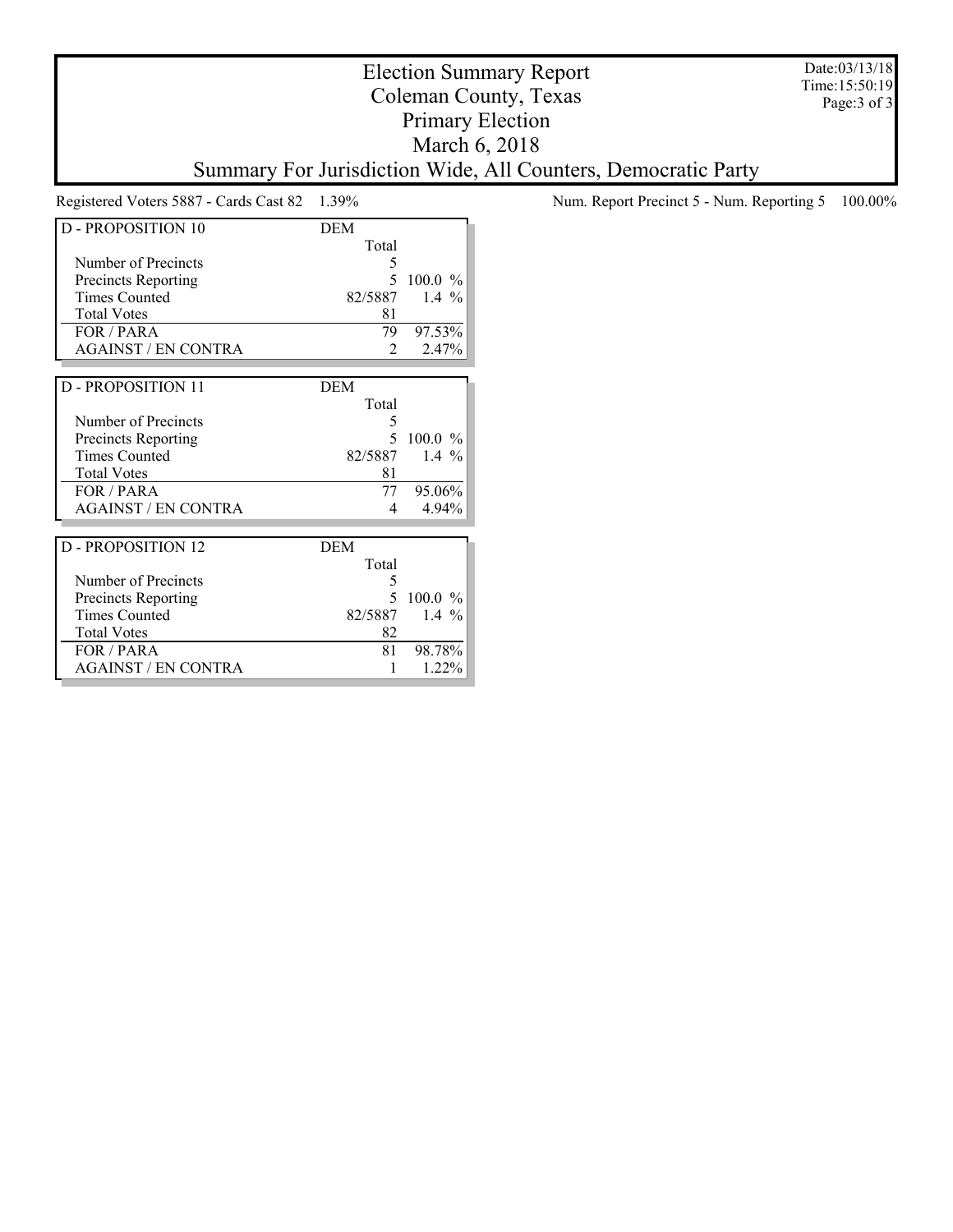# Election Summary Report
# Coleman County, Texas
# Primary Election
# March 6, 2018
# Summary For Jurisdiction Wide, All Counters, Democratic Party

Date:03/13/18
Time:15:50:19

Registered Voters 5887 - Cards Cast 82 1.39%

Num. Report Precinct 5 - Num. Reporting 5 100.00%

| D - PROPOSITION 10 | DEM | |
|---|---|---|
| | Total | |
| Number of Precincts | 5 | |
| Precincts Reporting | 5 | 100.0 % |
| Times Counted | 82/5887 | 1.4 % |
| Total Votes | 81 | |
| FOR / PARA | 79 | 97.53% |
| AGAINST / EN CONTRA | 2 | 2.47% |

| D - PROPOSITION 11 | DEM | |
|---|---|---|
| | Total | |
| Number of Precincts | 5 | |
| Precincts Reporting | 5 | 100.0 % |
| Times Counted | 82/5887 | 1.4 % |
| Total Votes | 81 | |
| FOR / PARA | 77 | 95.06% |
| AGAINST / EN CONTRA | 4 | 4.94% |

| D - PROPOSITION 12 | DEM | |
|---|---|---|
| | Total | |
| Number of Precincts | 5 | |
| Precincts Reporting | 5 | 100.0 % |
| Times Counted | 82/5887 | 1.4 % |
| Total Votes | 82 | |
| FOR / PARA | 81 | 98.78% |
| AGAINST / EN CONTRA | 1 | 1.22% |